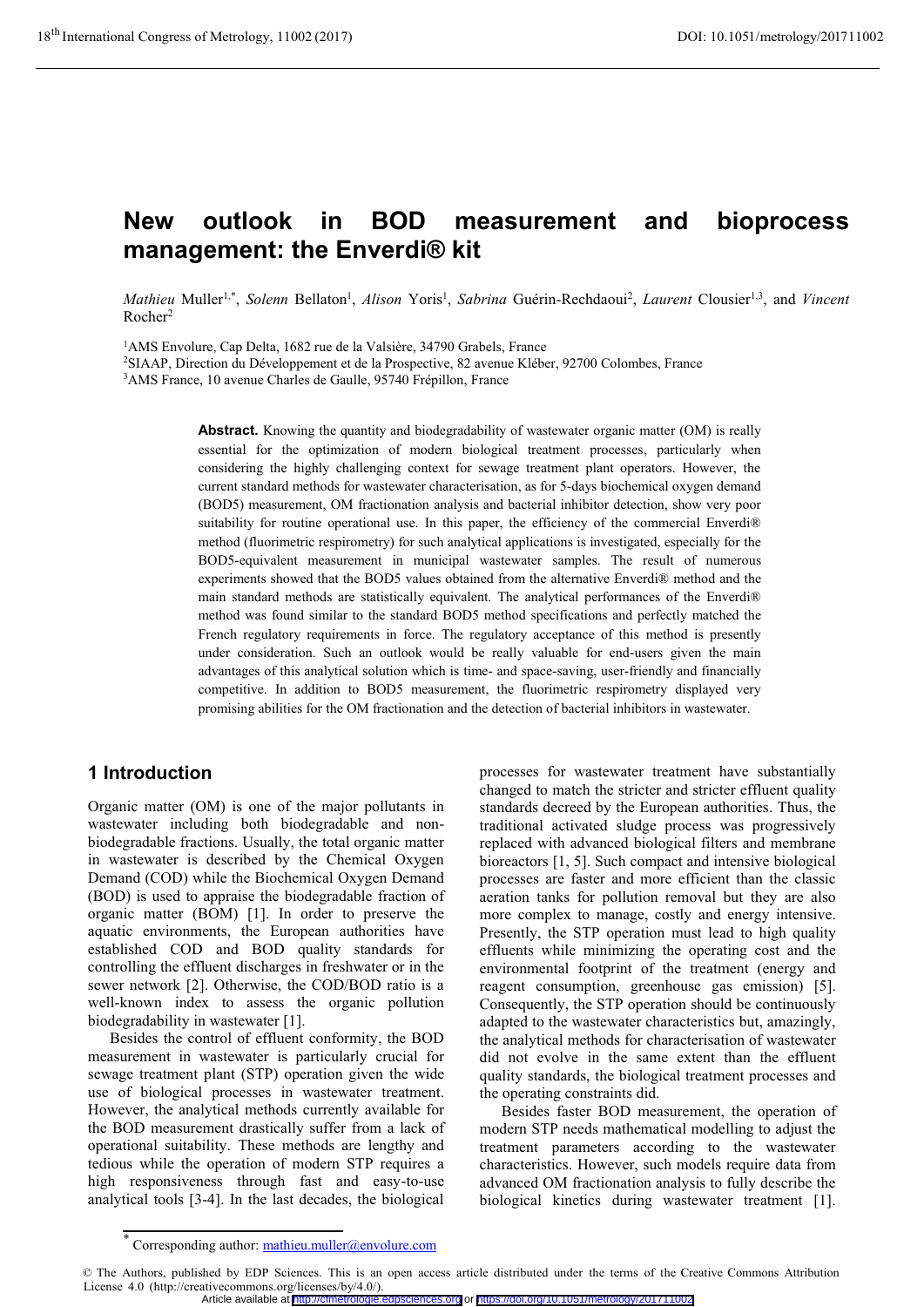# New outlook in BOD measurement and bioprocess management: the Enverdi® kit

*Mathieu* Muller[1,*], *Solenn* Bellaton[1], *Alison* Yoris[1], *Sabrina* Guérin-Rechdaoui[2], *Laurent* Clousier[1,3], and *Vincent* Rocher[2]

[1]AMS Envolure, Cap Delta, 1682 rue de la Valsière, 34790 Grabels, France
[2]SIAAP, Direction du Développement et de la Prospective, 82 avenue Kléber, 92700 Colombes, France
[3]AMS France, 10 avenue Charles de Gaulle, 95740 Frépillon, France

**Abstract.** Knowing the quantity and biodegradability of wastewater organic matter (OM) is really essential for the optimization of modern biological treatment processes, particularly when considering the highly challenging context for sewage treatment plant operators. However, the current standard methods for wastewater characterisation, as for 5-days biochemical oxygen demand (BOD5) measurement, OM fractionation analysis and bacterial inhibitor detection, show very poor suitability for routine operational use. In this paper, the efficiency of the commercial Enverdi® method (fluorimetric respirometry) for such analytical applications is investigated, especially for the BOD5-equivalent measurement in municipal wastewater samples. The result of numerous experiments showed that the BOD5 values obtained from the alternative Enverdi® method and the main standard methods are statistically equivalent. The analytical performances of the Enverdi® method was found similar to the standard BOD5 method specifications and perfectly matched the French regulatory requirements in force. The regulatory acceptance of this method is presently under consideration. Such an outlook would be really valuable for end-users given the main advantages of this analytical solution which is time- and space-saving, user-friendly and financially competitive. In addition to BOD5 measurement, the fluorimetric respirometry displayed very promising abilities for the OM fractionation and the detection of bacterial inhibitors in wastewater.

## 1 Introduction

Organic matter (OM) is one of the major pollutants in wastewater including both biodegradable and non-biodegradable fractions. Usually, the total organic matter in wastewater is described by the Chemical Oxygen Demand (COD) while the Biochemical Oxygen Demand (BOD) is used to appraise the biodegradable fraction of organic matter (BOM) [1]. In order to preserve the aquatic environments, the European authorities have established COD and BOD quality standards for controlling the effluent discharges in freshwater or in the sewer network [2]. Otherwise, the COD/BOD ratio is a well-known index to assess the organic pollution biodegradability in wastewater [1].

Besides the control of effluent conformity, the BOD measurement in wastewater is particularly crucial for sewage treatment plant (STP) operation given the wide use of biological processes in wastewater treatment. However, the analytical methods currently available for the BOD measurement drastically suffer from a lack of operational suitability. These methods are lengthy and tedious while the operation of modern STP requires a high responsiveness through fast and easy-to-use analytical tools [3-4]. In the last decades, the biological processes for wastewater treatment have substantially changed to match the stricter and stricter effluent quality standards decreed by the European authorities. Thus, the traditional activated sludge process was progressively replaced with advanced biological filters and membrane bioreactors [1, 5]. Such compact and intensive biological processes are faster and more efficient than the classic aeration tanks for pollution removal but they are also more complex to manage, costly and energy intensive. Presently, the STP operation must lead to high quality effluents while minimizing the operating cost and the environmental footprint of the treatment (energy and reagent consumption, greenhouse gas emission) [5]. Consequently, the STP operation should be continuously adapted to the wastewater characteristics but, amazingly, the analytical methods for characterisation of wastewater did not evolve in the same extent than the effluent quality standards, the biological treatment processes and the operating constraints did.

Besides faster BOD measurement, the operation of modern STP needs mathematical modelling to adjust the treatment parameters according to the wastewater characteristics. However, such models require data from advanced OM fractionation analysis to fully describe the biological kinetics during wastewater treatment [1].

* Corresponding author: mathieu.muller@envolure.com

© The Authors, published by EDP Sciences. This is an open access article distributed under the terms of the Creative Commons Attribution License 4.0 (http://creativecommons.org/licenses/by/4.0/).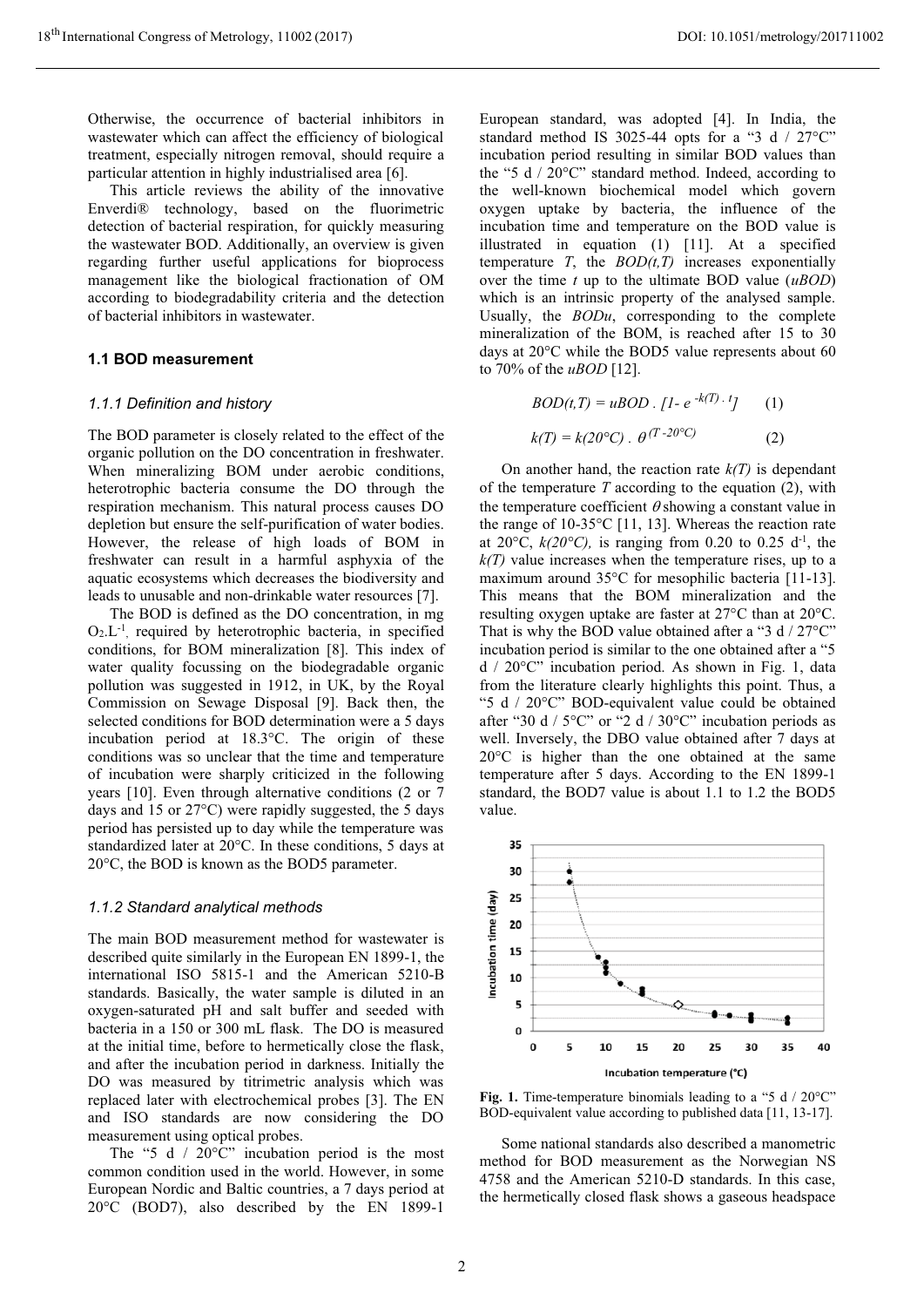Otherwise, the occurrence of bacterial inhibitors in wastewater which can affect the efficiency of biological treatment, especially nitrogen removal, should require a particular attention in highly industrialised area [6].

This article reviews the ability of the innovative Enverdi® technology, based on the fluorimetric detection of bacterial respiration, for quickly measuring the wastewater BOD. Additionally, an overview is given regarding further useful applications for bioprocess management like the biological fractionation of OM according to biodegradability criteria and the detection of bacterial inhibitors in wastewater.

### 1.1 BOD measurement

#### *1.1.1 Definition and history*

The BOD parameter is closely related to the effect of the organic pollution on the DO concentration in freshwater. When mineralizing BOM under aerobic conditions, heterotrophic bacteria consume the DO through the respiration mechanism. This natural process causes DO depletion but ensure the self-purification of water bodies. However, the release of high loads of BOM in freshwater can result in a harmful asphyxia of the aquatic ecosystems which decreases the biodiversity and leads to unusable and non-drinkable water resources [7].

The BOD is defined as the DO concentration, in mg $O_2.L^{-1}$, required by heterotrophic bacteria, in specified conditions, for BOM mineralization [8]. This index of water quality focussing on the biodegradable organic pollution was suggested in 1912, in UK, by the Royal Commission on Sewage Disposal [9]. Back then, the selected conditions for BOD determination were a 5 days incubation period at 18.3°C. The origin of these conditions was so unclear that the time and temperature of incubation were sharply criticized in the following years [10]. Even through alternative conditions (2 or 7 days and 15 or 27°C) were rapidly suggested, the 5 days period has persisted up to day while the temperature was standardized later at 20°C. In these conditions, 5 days at 20°C, the BOD is known as the BOD5 parameter.

#### *1.1.2 Standard analytical methods*

The main BOD measurement method for wastewater is described quite similarly in the European EN 1899-1, the international ISO 5815-1 and the American 5210-B standards. Basically, the water sample is diluted in an oxygen-saturated pH and salt buffer and seeded with bacteria in a 150 or 300 mL flask. The DO is measured at the initial time, before to hermetically close the flask, and after the incubation period in darkness. Initially the DO was measured by titrimetric analysis which was replaced later with electrochemical probes [3]. The EN and ISO standards are now considering the DO measurement using optical probes.

The "5 d / 20°C" incubation period is the most common condition used in the world. However, in some European Nordic and Baltic countries, a 7 days period at 20°C (BOD7), also described by the EN 1899-1 European standard, was adopted [4]. In India, the standard method IS 3025-44 opts for a "3 d / 27°C" incubation period resulting in similar BOD values than the "5 d / 20°C" standard method. Indeed, according to the well-known biochemical model which govern oxygen uptake by bacteria, the influence of the incubation time and temperature on the BOD value is illustrated in equation (1) [11]. At a specified temperature $T$, the $BOD(t,T)$ increases exponentially over the time $t$ up to the ultimate BOD value ($uBOD$) which is an intrinsic property of the analysed sample. Usually, the $BODu$, corresponding to the complete mineralization of the BOM, is reached after 15 to 30 days at 20°C while the BOD5 value represents about 60 to 70% of the $uBOD$ [12].

$$BOD(t,T) = uBOD \,.\, [1- e^{-k(T)\,.\,t}] \qquad (1)$$

$$k(T) = k(20°C) \,.\, \theta^{(T-20°C)} \qquad (2)$$

On another hand, the reaction rate $k(T)$ is dependant of the temperature $T$ according to the equation (2), with the temperature coefficient $\theta$ showing a constant value in the range of 10-35°C [11, 13]. Whereas the reaction rate at 20°C, $k(20°C)$, is ranging from 0.20 to 0.25 $d^{-1}$, the $k(T)$ value increases when the temperature rises, up to a maximum around 35°C for mesophilic bacteria [11-13]. This means that the BOM mineralization and the resulting oxygen uptake are faster at 27°C than at 20°C. That is why the BOD value obtained after a "3 d / 27°C" incubation period is similar to the one obtained after a "5 d / 20°C" incubation period. As shown in Fig. 1, data from the literature clearly highlights this point. Thus, a "5 d / 20°C" BOD-equivalent value could be obtained after "30 d / 5°C" or "2 d / 30°C" incubation periods as well. Inversely, the DBO value obtained after 7 days at 20°C is higher than the one obtained at the same temperature after 5 days. According to the EN 1899-1 standard, the BOD7 value is about 1.1 to 1.2 the BOD5 value.

**Fig. 1.** Time-temperature binomials leading to a "5 d / 20°C" BOD-equivalent value according to published data [11, 13-17].

Some national standards also described a manometric method for BOD measurement as the Norwegian NS 4758 and the American 5210-D standards. In this case, the hermetically closed flask shows a gaseous headspace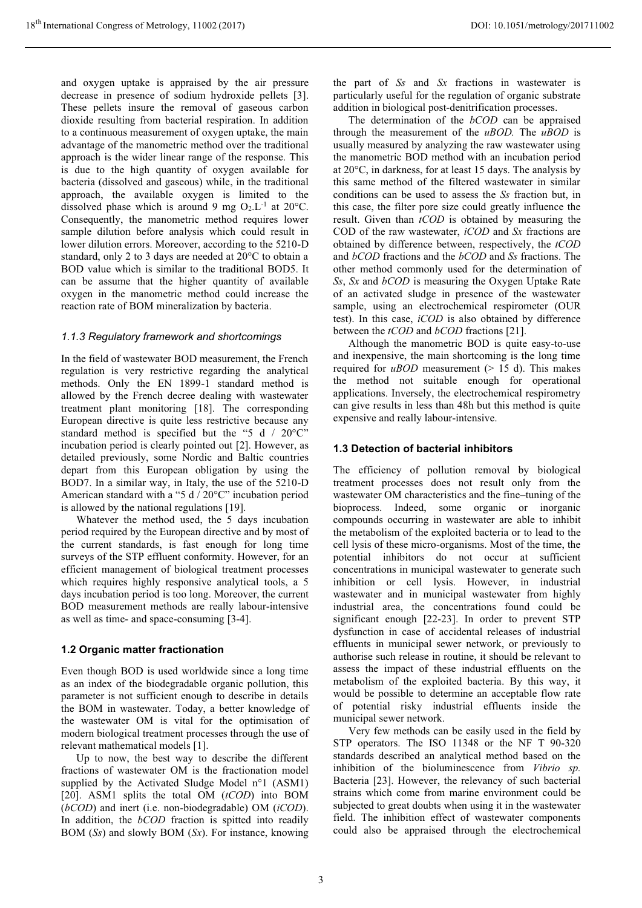and oxygen uptake is appraised by the air pressure decrease in presence of sodium hydroxide pellets [3]. These pellets insure the removal of gaseous carbon dioxide resulting from bacterial respiration. In addition to a continuous measurement of oxygen uptake, the main advantage of the manometric method over the traditional approach is the wider linear range of the response. This is due to the high quantity of oxygen available for bacteria (dissolved and gaseous) while, in the traditional approach, the available oxygen is limited to the dissolved phase which is around 9 mg $O_2.L^{-1}$ at 20°C. Consequently, the manometric method requires lower sample dilution before analysis which could result in lower dilution errors. Moreover, according to the 5210-D standard, only 2 to 3 days are needed at 20°C to obtain a BOD value which is similar to the traditional BOD5. It can be assume that the higher quantity of available oxygen in the manometric method could increase the reaction rate of BOM mineralization by bacteria.

### *1.1.3 Regulatory framework and shortcomings*

In the field of wastewater BOD measurement, the French regulation is very restrictive regarding the analytical methods. Only the EN 1899-1 standard method is allowed by the French decree dealing with wastewater treatment plant monitoring [18]. The corresponding European directive is quite less restrictive because any standard method is specified but the "5 d / 20°C" incubation period is clearly pointed out [2]. However, as detailed previously, some Nordic and Baltic countries depart from this European obligation by using the BOD7. In a similar way, in Italy, the use of the 5210-D American standard with a "5 d / 20°C" incubation period is allowed by the national regulations [19].

Whatever the method used, the 5 days incubation period required by the European directive and by most of the current standards, is fast enough for long time surveys of the STP effluent conformity. However, for an efficient management of biological treatment processes which requires highly responsive analytical tools, a 5 days incubation period is too long. Moreover, the current BOD measurement methods are really labour-intensive as well as time- and space-consuming [3-4].

## 1.2 Organic matter fractionation

Even though BOD is used worldwide since a long time as an index of the biodegradable organic pollution, this parameter is not sufficient enough to describe in details the BOM in wastewater. Today, a better knowledge of the wastewater OM is vital for the optimisation of modern biological treatment processes through the use of relevant mathematical models [1].

Up to now, the best way to describe the different fractions of wastewater OM is the fractionation model supplied by the Activated Sludge Model n°1 (ASM1) [20]. ASM1 splits the total OM (*tCOD*) into BOM (*bCOD*) and inert (i.e. non-biodegradable) OM (*iCOD*). In addition, the *bCOD* fraction is spitted into readily BOM (*Ss*) and slowly BOM (*Sx*). For instance, knowing the part of *Ss* and *Sx* fractions in wastewater is particularly useful for the regulation of organic substrate addition in biological post-denitrification processes.

The determination of the *bCOD* can be appraised through the measurement of the *uBOD.* The *uBOD* is usually measured by analyzing the raw wastewater using the manometric BOD method with an incubation period at 20°C, in darkness, for at least 15 days. The analysis by this same method of the filtered wastewater in similar conditions can be used to assess the *Ss* fraction but, in this case, the filter pore size could greatly influence the result. Given than *tCOD* is obtained by measuring the COD of the raw wastewater, *iCOD* and *Sx* fractions are obtained by difference between, respectively, the *tCOD* and *bCOD* fractions and the *bCOD* and *Ss* fractions. The other method commonly used for the determination of *Ss*, *Sx* and *bCOD* is measuring the Oxygen Uptake Rate of an activated sludge in presence of the wastewater sample, using an electrochemical respirometer (OUR test). In this case, *iCOD* is also obtained by difference between the *tCOD* and *bCOD* fractions [21].

Although the manometric BOD is quite easy-to-use and inexpensive, the main shortcoming is the long time required for *uBOD* measurement (> 15 d). This makes the method not suitable enough for operational applications. Inversely, the electrochemical respirometry can give results in less than 48h but this method is quite expensive and really labour-intensive.

## 1.3 Detection of bacterial inhibitors

The efficiency of pollution removal by biological treatment processes does not result only from the wastewater OM characteristics and the fine–tuning of the bioprocess. Indeed, some organic or inorganic compounds occurring in wastewater are able to inhibit the metabolism of the exploited bacteria or to lead to the cell lysis of these micro-organisms. Most of the time, the potential inhibitors do not occur at sufficient concentrations in municipal wastewater to generate such inhibition or cell lysis. However, in industrial wastewater and in municipal wastewater from highly industrial area, the concentrations found could be significant enough [22-23]. In order to prevent STP dysfunction in case of accidental releases of industrial effluents in municipal sewer network, or previously to authorise such release in routine, it should be relevant to assess the impact of these industrial effluents on the metabolism of the exploited bacteria. By this way, it would be possible to determine an acceptable flow rate of potential risky industrial effluents inside the municipal sewer network.

Very few methods can be easily used in the field by STP operators. The ISO 11348 or the NF T 90-320 standards described an analytical method based on the inhibition of the bioluminescence from *Vibrio sp.* Bacteria [23]. However, the relevancy of such bacterial strains which come from marine environment could be subjected to great doubts when using it in the wastewater field. The inhibition effect of wastewater components could also be appraised through the electrochemical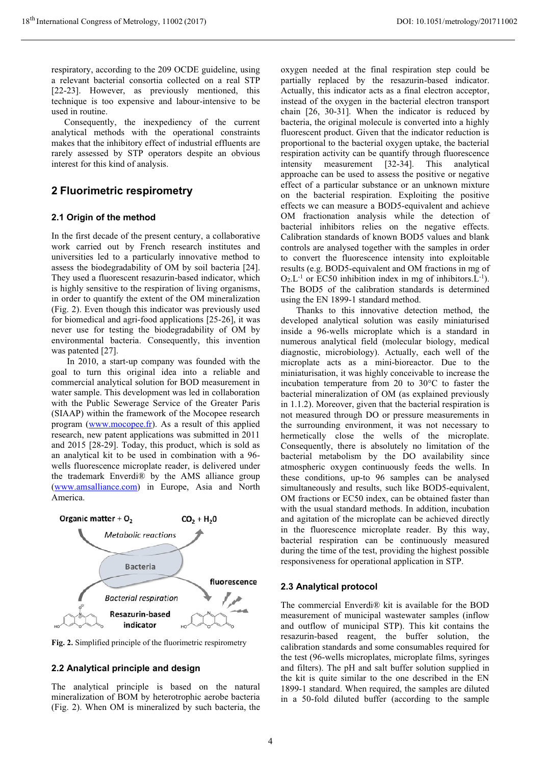respiratory, according to the 209 OCDE guideline, using a relevant bacterial consortia collected on a real STP [22-23]. However, as previously mentioned, this technique is too expensive and labour-intensive to be used in routine.

Consequently, the inexpediency of the current analytical methods with the operational constraints makes that the inhibitory effect of industrial effluents are rarely assessed by STP operators despite an obvious interest for this kind of analysis.

## 2 Fluorimetric respirometry

### 2.1 Origin of the method

In the first decade of the present century, a collaborative work carried out by French research institutes and universities led to a particularly innovative method to assess the biodegradability of OM by soil bacteria [24]. They used a fluorescent resazurin-based indicator, which is highly sensitive to the respiration of living organisms, in order to quantify the extent of the OM mineralization (Fig. 2). Even though this indicator was previously used for biomedical and agri-food applications [25-26], it was never use for testing the biodegradability of OM by environmental bacteria. Consequently, this invention was patented [27].

In 2010, a start-up company was founded with the goal to turn this original idea into a reliable and commercial analytical solution for BOD measurement in water sample. This development was led in collaboration with the Public Sewerage Service of the Greater Paris (SIAAP) within the framework of the Mocopee research program (www.mocopee.fr). As a result of this applied research, new patent applications was submitted in 2011 and 2015 [28-29]. Today, this product, which is sold as an analytical kit to be used in combination with a 96-wells fluorescence microplate reader, is delivered under the trademark Enverdi® by the AMS alliance group (www.amsalliance.com) in Europe, Asia and North America.

**Fig. 2.** Simplified principle of the fluorimetric respirometry

### 2.2 Analytical principle and design

The analytical principle is based on the natural mineralization of BOM by heterotrophic aerobe bacteria (Fig. 2). When OM is mineralized by such bacteria, the oxygen needed at the final respiration step could be partially replaced by the resazurin-based indicator. Actually, this indicator acts as a final electron acceptor, instead of the oxygen in the bacterial electron transport chain [26, 30-31]. When the indicator is reduced by bacteria, the original molecule is converted into a highly fluorescent product. Given that the indicator reduction is proportional to the bacterial oxygen uptake, the bacterial respiration activity can be quantify through fluorescence intensity measurement [32-34]. This analytical approache can be used to assess the positive or negative effect of a particular substance or an unknown mixture on the bacterial respiration. Exploiting the positive effects we can measure a BOD5-equivalent and achieve OM fractionation analysis while the detection of bacterial inhibitors relies on the negative effects. Calibration standards of known BOD5 values and blank controls are analysed together with the samples in order to convert the fluorescence intensity into exploitable results (e.g. BOD5-equivalent and OM fractions in mg of $O_2.L^{-1}$ or EC50 inhibition index in mg of inhibitors.$L^{-1}$). The BOD5 of the calibration standards is determined using the EN 1899-1 standard method.

Thanks to this innovative detection method, the developed analytical solution was easily miniaturised inside a 96-wells microplate which is a standard in numerous analytical field (molecular biology, medical diagnostic, microbiology). Actually, each well of the microplate acts as a mini-bioreactor. Due to the miniaturisation, it was highly conceivable to increase the incubation temperature from 20 to 30°C to faster the bacterial mineralization of OM (as explained previously in 1.1.2). Moreover, given that the bacterial respiration is not measured through DO or pressure measurements in the surrounding environment, it was not necessary to hermetically close the wells of the microplate. Consequently, there is absolutely no limitation of the bacterial metabolism by the DO availability since atmospheric oxygen continuously feeds the wells. In these conditions, up-to 96 samples can be analysed simultaneously and results, such like BOD5-equivalent, OM fractions or EC50 index, can be obtained faster than with the usual standard methods. In addition, incubation and agitation of the microplate can be achieved directly in the fluorescence microplate reader. By this way, bacterial respiration can be continuously measured during the time of the test, providing the highest possible responsiveness for operational application in STP.

### 2.3 Analytical protocol

The commercial Enverdi® kit is available for the BOD measurement of municipal wastewater samples (inflow and outflow of municipal STP). This kit contains the resazurin-based reagent, the buffer solution, the calibration standards and some consumables required for the test (96-wells microplates, microplate films, syringes and filters). The pH and salt buffer solution supplied in the kit is quite similar to the one described in the EN 1899-1 standard. When required, the samples are diluted in a 50-fold diluted buffer (according to the sample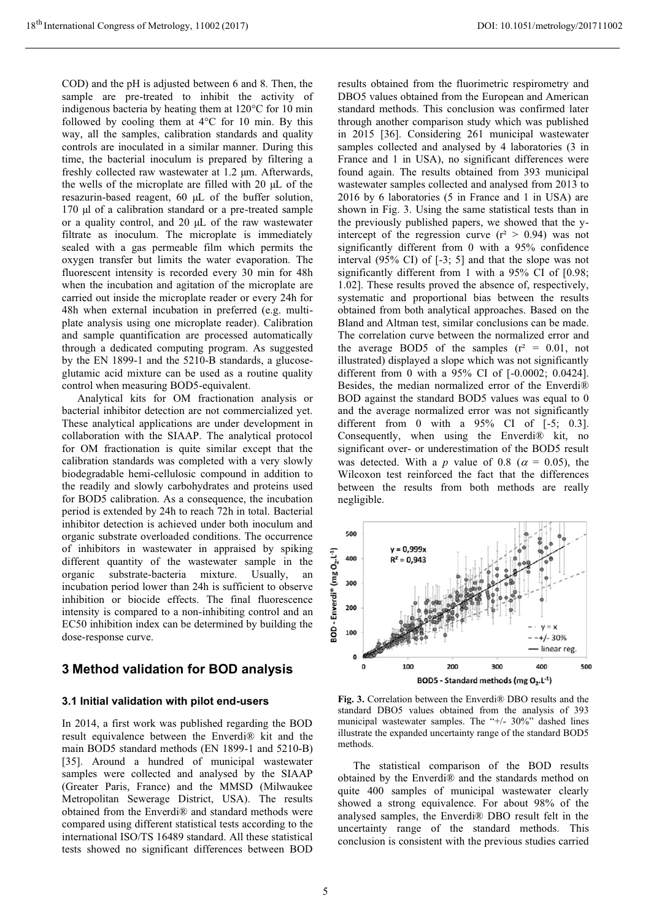COD) and the pH is adjusted between 6 and 8. Then, the sample are pre-treated to inhibit the activity of indigenous bacteria by heating them at 120°C for 10 min followed by cooling them at 4°C for 10 min. By this way, all the samples, calibration standards and quality controls are inoculated in a similar manner. During this time, the bacterial inoculum is prepared by filtering a freshly collected raw wastewater at 1.2 µm. Afterwards, the wells of the microplate are filled with 20 µL of the resazurin-based reagent, 60 µL of the buffer solution, 170 µl of a calibration standard or a pre-treated sample or a quality control, and 20 µL of the raw wastewater filtrate as inoculum. The microplate is immediately sealed with a gas permeable film which permits the oxygen transfer but limits the water evaporation. The fluorescent intensity is recorded every 30 min for 48h when the incubation and agitation of the microplate are carried out inside the microplate reader or every 24h for 48h when external incubation in preferred (e.g. multi-plate analysis using one microplate reader). Calibration and sample quantification are processed automatically through a dedicated computing program. As suggested by the EN 1899-1 and the 5210-B standards, a glucose-glutamic acid mixture can be used as a routine quality control when measuring BOD5-equivalent.

Analytical kits for OM fractionation analysis or bacterial inhibitor detection are not commercialized yet. These analytical applications are under development in collaboration with the SIAAP. The analytical protocol for OM fractionation is quite similar except that the calibration standards was completed with a very slowly biodegradable hemi-cellulosic compound in addition to the readily and slowly carbohydrates and proteins used for BOD5 calibration. As a consequence, the incubation period is extended by 24h to reach 72h in total. Bacterial inhibitor detection is achieved under both inoculum and organic substrate overloaded conditions. The occurrence of inhibitors in wastewater in appraised by spiking different quantity of the wastewater sample in the organic substrate-bacteria mixture. Usually, an incubation period lower than 24h is sufficient to observe inhibition or biocide effects. The final fluorescence intensity is compared to a non-inhibiting control and an EC50 inhibition index can be determined by building the dose-response curve.

## 3 Method validation for BOD analysis

### 3.1 Initial validation with pilot end-users

In 2014, a first work was published regarding the BOD result equivalence between the Enverdi® kit and the main BOD5 standard methods (EN 1899-1 and 5210-B) [35]. Around a hundred of municipal wastewater samples were collected and analysed by the SIAAP (Greater Paris, France) and the MMSD (Milwaukee Metropolitan Sewerage District, USA). The results obtained from the Enverdi® and standard methods were compared using different statistical tests according to the international ISO/TS 16489 standard. All these statistical tests showed no significant differences between BOD results obtained from the fluorimetric respirometry and DBO5 values obtained from the European and American standard methods. This conclusion was confirmed later through another comparison study which was published in 2015 [36]. Considering 261 municipal wastewater samples collected and analysed by 4 laboratories (3 in France and 1 in USA), no significant differences were found again. The results obtained from 393 municipal wastewater samples collected and analysed from 2013 to 2016 by 6 laboratories (5 in France and 1 in USA) are shown in Fig. 3. Using the same statistical tests than in the previously published papers, we showed that the y-intercept of the regression curve ($r^2 > 0.94$) was not significantly different from 0 with a 95% confidence interval (95% CI) of [-3; 5] and that the slope was not significantly different from 1 with a 95% CI of [0.98; 1.02]. These results proved the absence of, respectively, systematic and proportional bias between the results obtained from both analytical approaches. Based on the Bland and Altman test, similar conclusions can be made. The correlation curve between the normalized error and the average BOD5 of the samples ($r^2 = 0.01$, not illustrated) displayed a slope which was not significantly different from 0 with a 95% CI of [-0.0002; 0.0424]. Besides, the median normalized error of the Enverdi® BOD against the standard BOD5 values was equal to 0 and the average normalized error was not significantly different from 0 with a 95% CI of [-5; 0.3]. Consequently, when using the Enverdi® kit, no significant over- or underestimation of the BOD5 result was detected. With a $p$ value of 0.8 ($\alpha = 0.05$), the Wilcoxon test reinforced the fact that the differences between the results from both methods are really negligible.

**Fig. 3.** Correlation between the Enverdi® DBO results and the standard DBO5 values obtained from the analysis of 393 municipal wastewater samples. The "+/- 30%" dashed lines illustrate the expanded uncertainty range of the standard BOD5 methods.

The statistical comparison of the BOD results obtained by the Enverdi® and the standards method on quite 400 samples of municipal wastewater clearly showed a strong equivalence. For about 98% of the analysed samples, the Enverdi® DBO result felt in the uncertainty range of the standard methods. This conclusion is consistent with the previous studies carried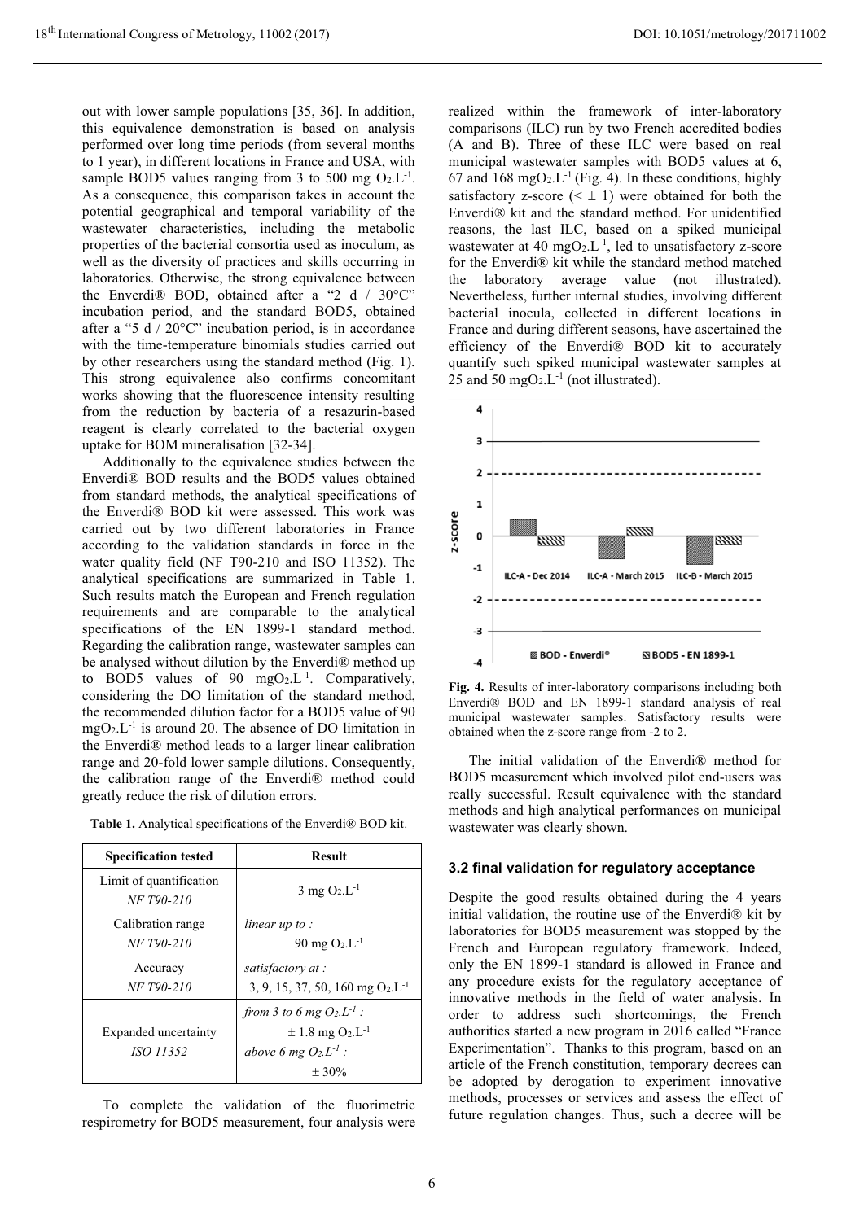out with lower sample populations [35, 36]. In addition, this equivalence demonstration is based on analysis performed over long time periods (from several months to 1 year), in different locations in France and USA, with sample BOD5 values ranging from 3 to 500 mg $O_2.L^{-1}$. As a consequence, this comparison takes in account the potential geographical and temporal variability of the wastewater characteristics, including the metabolic properties of the bacterial consortia used as inoculum, as well as the diversity of practices and skills occurring in laboratories. Otherwise, the strong equivalence between the Enverdi® BOD, obtained after a "2 d / 30°C" incubation period, and the standard BOD5, obtained after a "5 d / 20°C" incubation period, is in accordance with the time-temperature binomials studies carried out by other researchers using the standard method (Fig. 1). This strong equivalence also confirms concomitant works showing that the fluorescence intensity resulting from the reduction by bacteria of a resazurin-based reagent is clearly correlated to the bacterial oxygen uptake for BOM mineralisation [32-34].

Additionally to the equivalence studies between the Enverdi® BOD results and the BOD5 values obtained from standard methods, the analytical specifications of the Enverdi® BOD kit were assessed. This work was carried out by two different laboratories in France according to the validation standards in force in the water quality field (NF T90-210 and ISO 11352). The analytical specifications are summarized in Table 1. Such results match the European and French regulation requirements and are comparable to the analytical specifications of the EN 1899-1 standard method. Regarding the calibration range, wastewater samples can be analysed without dilution by the Enverdi® method up to BOD5 values of 90 $mgO_2.L^{-1}$. Comparatively, considering the DO limitation of the standard method, the recommended dilution factor for a BOD5 value of 90 $mgO_2.L^{-1}$ is around 20. The absence of DO limitation in the Enverdi® method leads to a larger linear calibration range and 20-fold lower sample dilutions. Consequently, the calibration range of the Enverdi® method could greatly reduce the risk of dilution errors.

**Table 1.** Analytical specifications of the Enverdi® BOD kit.

| Specification tested | Result |
|---|---|
| Limit of quantification *NF T90-210* | 3 mg $O_2.L^{-1}$ |
| Calibration range *NF T90-210* | *linear up to :* 90 mg $O_2.L^{-1}$ |
| Accuracy *NF T90-210* | *satisfactory at :* 3, 9, 15, 37, 50, 160 mg $O_2.L^{-1}$ |
| Expanded uncertainty *ISO 11352* | *from 3 to 6 mg $O_2.L^{-1}$ :* ± 1.8 mg $O_2.L^{-1}$ *above 6 mg $O_2.L^{-1}$ :* ± 30% |

To complete the validation of the fluorimetric respirometry for BOD5 measurement, four analysis were realized within the framework of inter-laboratory comparisons (ILC) run by two French accredited bodies (A and B). Three of these ILC were based on real municipal wastewater samples with BOD5 values at 6, 67 and 168 $mgO_2.L^{-1}$ (Fig. 4). In these conditions, highly satisfactory z-score (< ± 1) were obtained for both the Enverdi® kit and the standard method. For unidentified reasons, the last ILC, based on a spiked municipal wastewater at 40 $mgO_2.L^{-1}$, led to unsatisfactory z-score for the Enverdi® kit while the standard method matched the laboratory average value (not illustrated). Nevertheless, further internal studies, involving different bacterial inocula, collected in different locations in France and during different seasons, have ascertained the efficiency of the Enverdi® BOD kit to accurately quantify such spiked municipal wastewater samples at 25 and 50 $mgO_2.L^{-1}$ (not illustrated).

**Fig. 4.** Results of inter-laboratory comparisons including both Enverdi® BOD and EN 1899-1 standard analysis of real municipal wastewater samples. Satisfactory results were obtained when the z-score range from -2 to 2.

The initial validation of the Enverdi® method for BOD5 measurement which involved pilot end-users was really successful. Result equivalence with the standard methods and high analytical performances on municipal wastewater was clearly shown.

### 3.2 final validation for regulatory acceptance

Despite the good results obtained during the 4 years initial validation, the routine use of the Enverdi® kit by laboratories for BOD5 measurement was stopped by the French and European regulatory framework. Indeed, only the EN 1899-1 standard is allowed in France and any procedure exists for the regulatory acceptance of innovative methods in the field of water analysis. In order to address such shortcomings, the French authorities started a new program in 2016 called "France Experimentation". Thanks to this program, based on an article of the French constitution, temporary decrees can be adopted by derogation to experiment innovative methods, processes or services and assess the effect of future regulation changes. Thus, such a decree will be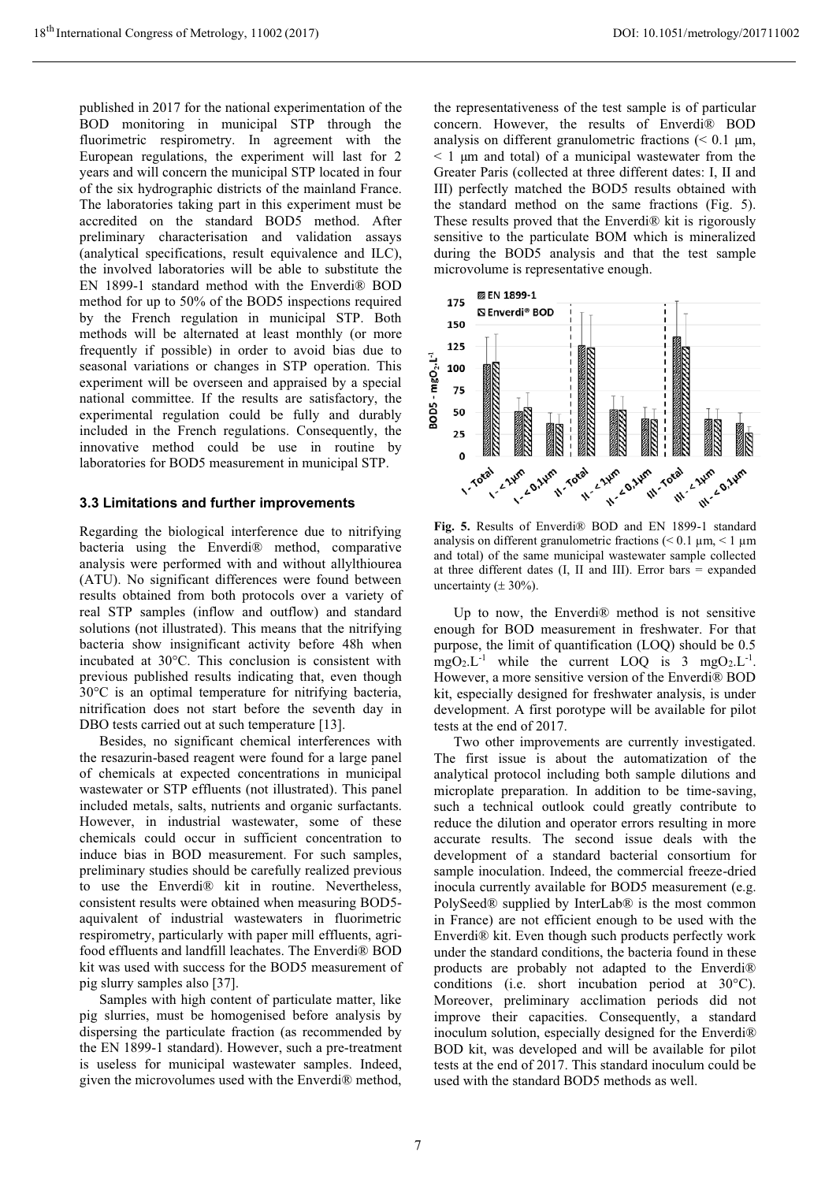published in 2017 for the national experimentation of the BOD monitoring in municipal STP through the fluorimetric respirometry. In agreement with the European regulations, the experiment will last for 2 years and will concern the municipal STP located in four of the six hydrographic districts of the mainland France. The laboratories taking part in this experiment must be accredited on the standard BOD5 method. After preliminary characterisation and validation assays (analytical specifications, result equivalence and ILC), the involved laboratories will be able to substitute the EN 1899-1 standard method with the Enverdi® BOD method for up to 50% of the BOD5 inspections required by the French regulation in municipal STP. Both methods will be alternated at least monthly (or more frequently if possible) in order to avoid bias due to seasonal variations or changes in STP operation. This experiment will be overseen and appraised by a special national committee. If the results are satisfactory, the experimental regulation could be fully and durably included in the French regulations. Consequently, the innovative method could be use in routine by laboratories for BOD5 measurement in municipal STP.

### 3.3 Limitations and further improvements

Regarding the biological interference due to nitrifying bacteria using the Enverdi® method, comparative analysis were performed with and without allylthiourea (ATU). No significant differences were found between results obtained from both protocols over a variety of real STP samples (inflow and outflow) and standard solutions (not illustrated). This means that the nitrifying bacteria show insignificant activity before 48h when incubated at 30°C. This conclusion is consistent with previous published results indicating that, even though 30°C is an optimal temperature for nitrifying bacteria, nitrification does not start before the seventh day in DBO tests carried out at such temperature [13].

Besides, no significant chemical interferences with the resazurin-based reagent were found for a large panel of chemicals at expected concentrations in municipal wastewater or STP effluents (not illustrated). This panel included metals, salts, nutrients and organic surfactants. However, in industrial wastewater, some of these chemicals could occur in sufficient concentration to induce bias in BOD measurement. For such samples, preliminary studies should be carefully realized previous to use the Enverdi® kit in routine. Nevertheless, consistent results were obtained when measuring BOD5-aquivalent of industrial wastewaters in fluorimetric respirometry, particularly with paper mill effluents, agri-food effluents and landfill leachates. The Enverdi® BOD kit was used with success for the BOD5 measurement of pig slurry samples also [37].

Samples with high content of particulate matter, like pig slurries, must be homogenised before analysis by dispersing the particulate fraction (as recommended by the EN 1899-1 standard). However, such a pre-treatment is useless for municipal wastewater samples. Indeed, given the microvolumes used with the Enverdi® method, the representativeness of the test sample is of particular concern. However, the results of Enverdi® BOD analysis on different granulometric fractions (< 0.1 µm, < 1 µm and total) of a municipal wastewater from the Greater Paris (collected at three different dates: I, II and III) perfectly matched the BOD5 results obtained with the standard method on the same fractions (Fig. 5). These results proved that the Enverdi® kit is rigorously sensitive to the particulate BOM which is mineralized during the BOD5 analysis and that the test sample microvolume is representative enough.

**Fig. 5.** Results of Enverdi® BOD and EN 1899-1 standard analysis on different granulometric fractions (< 0.1 µm, < 1 µm and total) of the same municipal wastewater sample collected at three different dates (I, II and III). Error bars = expanded uncertainty (± 30%).

Up to now, the Enverdi® method is not sensitive enough for BOD measurement in freshwater. For that purpose, the limit of quantification (LOQ) should be 0.5 $mgO_2.L^{-1}$ while the current LOQ is 3 $mgO_2.L^{-1}$. However, a more sensitive version of the Enverdi® BOD kit, especially designed for freshwater analysis, is under development. A first porotype will be available for pilot tests at the end of 2017.

Two other improvements are currently investigated. The first issue is about the automatization of the analytical protocol including both sample dilutions and microplate preparation. In addition to be time-saving, such a technical outlook could greatly contribute to reduce the dilution and operator errors resulting in more accurate results. The second issue deals with the development of a standard bacterial consortium for sample inoculation. Indeed, the commercial freeze-dried inocula currently available for BOD5 measurement (e.g. PolySeed® supplied by InterLab® is the most common in France) are not efficient enough to be used with the Enverdi® kit. Even though such products perfectly work under the standard conditions, the bacteria found in these products are probably not adapted to the Enverdi® conditions (i.e. short incubation period at 30°C). Moreover, preliminary acclimation periods did not improve their capacities. Consequently, a standard inoculum solution, especially designed for the Enverdi® BOD kit, was developed and will be available for pilot tests at the end of 2017. This standard inoculum could be used with the standard BOD5 methods as well.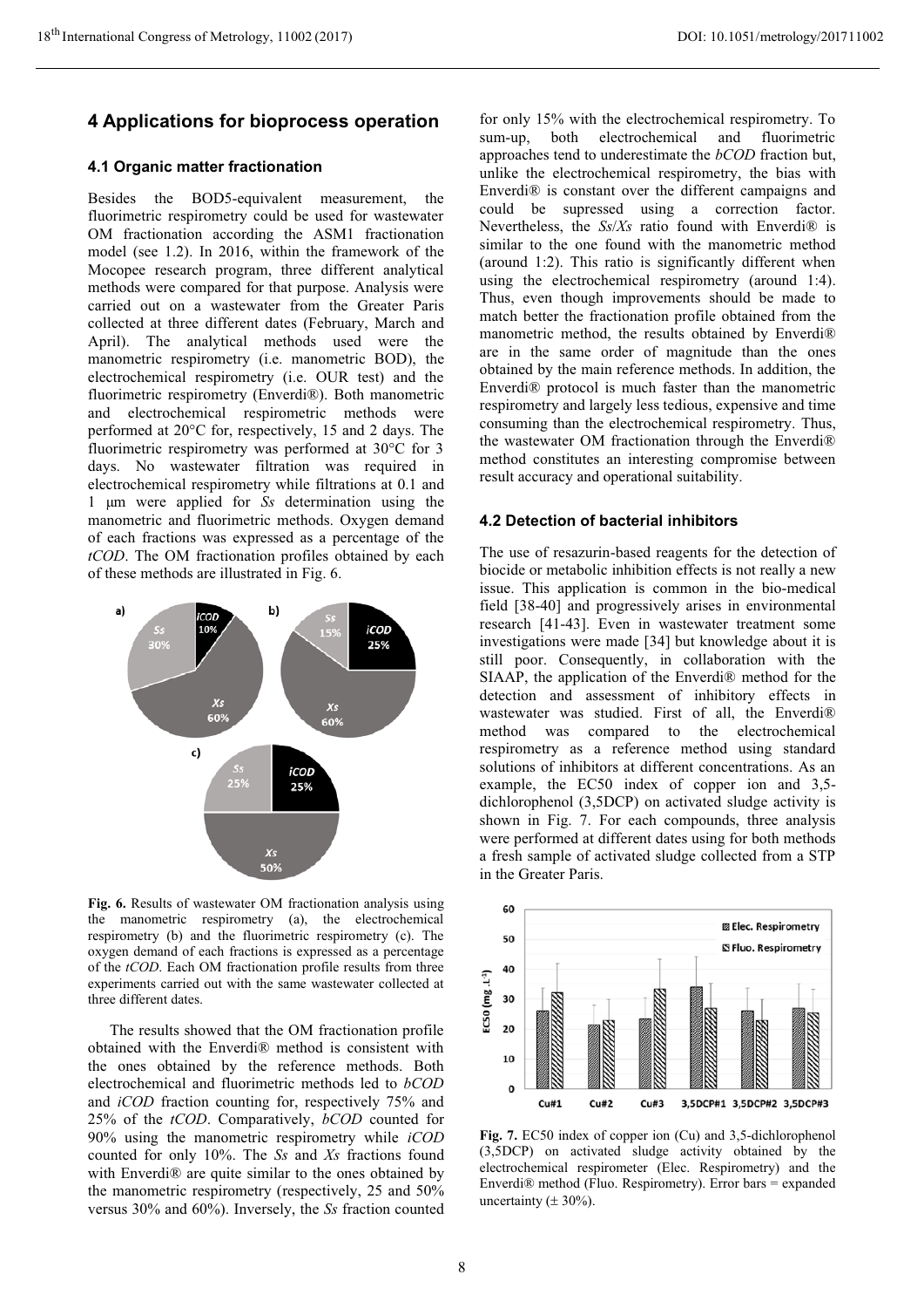## 4 Applications for bioprocess operation

### 4.1 Organic matter fractionation

Besides the BOD5-equivalent measurement, the fluorimetric respirometry could be used for wastewater OM fractionation according the ASM1 fractionation model (see 1.2). In 2016, within the framework of the Mocopee research program, three different analytical methods were compared for that purpose. Analysis were carried out on a wastewater from the Greater Paris collected at three different dates (February, March and April). The analytical methods used were the manometric respirometry (i.e. manometric BOD), the electrochemical respirometry (i.e. OUR test) and the fluorimetric respirometry (Enverdi®). Both manometric and electrochemical respirometric methods were performed at 20°C for, respectively, 15 and 2 days. The fluorimetric respirometry was performed at 30°C for 3 days. No wastewater filtration was required in electrochemical respirometry while filtrations at 0.1 and 1 µm were applied for *Ss* determination using the manometric and fluorimetric methods. Oxygen demand of each fractions was expressed as a percentage of the *tCOD*. The OM fractionation profiles obtained by each of these methods are illustrated in Fig. 6.

**Fig. 6.** Results of wastewater OM fractionation analysis using the manometric respirometry (a), the electrochemical respirometry (b) and the fluorimetric respirometry (c). The oxygen demand of each fractions is expressed as a percentage of the *tCOD*. Each OM fractionation profile results from three experiments carried out with the same wastewater collected at three different dates.

The results showed that the OM fractionation profile obtained with the Enverdi® method is consistent with the ones obtained by the reference methods. Both electrochemical and fluorimetric methods led to *bCOD* and *iCOD* fraction counting for, respectively 75% and 25% of the *tCOD*. Comparatively, *bCOD* counted for 90% using the manometric respirometry while *iCOD* counted for only 10%. The *Ss* and *Xs* fractions found with Enverdi® are quite similar to the ones obtained by the manometric respirometry (respectively, 25 and 50% versus 30% and 60%). Inversely, the *Ss* fraction counted for only 15% with the electrochemical respirometry. To sum-up, both electrochemical and fluorimetric approaches tend to underestimate the *bCOD* fraction but, unlike the electrochemical respirometry, the bias with Enverdi® is constant over the different campaigns and could be supressed using a correction factor. Nevertheless, the *Ss*/*Xs* ratio found with Enverdi® is similar to the one found with the manometric method (around 1:2). This ratio is significantly different when using the electrochemical respirometry (around 1:4). Thus, even though improvements should be made to match better the fractionation profile obtained from the manometric method, the results obtained by Enverdi® are in the same order of magnitude than the ones obtained by the main reference methods. In addition, the Enverdi® protocol is much faster than the manometric respirometry and largely less tedious, expensive and time consuming than the electrochemical respirometry. Thus, the wastewater OM fractionation through the Enverdi® method constitutes an interesting compromise between result accuracy and operational suitability.

### 4.2 Detection of bacterial inhibitors

The use of resazurin-based reagents for the detection of biocide or metabolic inhibition effects is not really a new issue. This application is common in the bio-medical field [38-40] and progressively arises in environmental research [41-43]. Even in wastewater treatment some investigations were made [34] but knowledge about it is still poor. Consequently, in collaboration with the SIAAP, the application of the Enverdi® method for the detection and assessment of inhibitory effects in wastewater was studied. First of all, the Enverdi® method was compared to the electrochemical respirometry as a reference method using standard solutions of inhibitors at different concentrations. As an example, the EC50 index of copper ion and 3,5-dichlorophenol (3,5DCP) on activated sludge activity is shown in Fig. 7. For each compounds, three analysis were performed at different dates using for both methods a fresh sample of activated sludge collected from a STP in the Greater Paris.

**Fig. 7.** EC50 index of copper ion (Cu) and 3,5-dichlorophenol (3,5DCP) on activated sludge activity obtained by the electrochemical respirometer (Elec. Respirometry) and the Enverdi® method (Fluo. Respirometry). Error bars = expanded uncertainty (± 30%).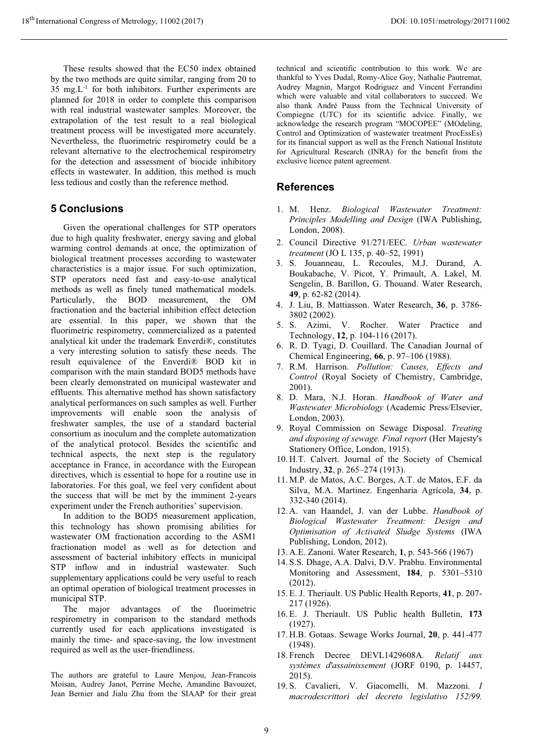These results showed that the EC50 index obtained by the two methods are quite similar, ranging from 20 to 35 $mg.L^{-1}$ for both inhibitors. Further experiments are planned for 2018 in order to complete this comparison with real industrial wastewater samples. Moreover, the extrapolation of the test result to a real biological treatment process will be investigated more accurately. Nevertheless, the fluorimetric respirometry could be a relevant alternative to the electrochemical respirometry for the detection and assessment of biocide inhibitory effects in wastewater. In addition, this method is much less tedious and costly than the reference method.

## 5 Conclusions

Given the operational challenges for STP operators due to high quality freshwater, energy saving and global warming control demands at once, the optimization of biological treatment processes according to wastewater characteristics is a major issue. For such optimization, STP operators need fast and easy-to-use analytical methods as well as finely tuned mathematical models. Particularly, the BOD measurement, the OM fractionation and the bacterial inhibition effect detection are essential. In this paper, we shown that the fluorimetric respirometry, commercialized as a patented analytical kit under the trademark Enverdi®, constitutes a very interesting solution to satisfy these needs. The result equivalence of the Enverdi® BOD kit in comparison with the main standard BOD5 methods have been clearly demonstrated on municipal wastewater and effluents. This alternative method has shown satisfactory analytical performances on such samples as well. Further improvements will enable soon the analysis of freshwater samples, the use of a standard bacterial consortium as inoculum and the complete automatization of the analytical protocol. Besides the scientific and technical aspects, the next step is the regulatory acceptance in France, in accordance with the European directives, which is essential to hope for a routine use in laboratories. For this goal, we feel very confident about the success that will be met by the imminent 2-years experiment under the French authorities' supervision.

In addition to the BOD5 measurement application, this technology has shown promising abilities for wastewater OM fractionation according to the ASM1 fractionation model as well as for detection and assessment of bacterial inhibitory effects in municipal STP inflow and in industrial wastewater. Such supplementary applications could be very useful to reach an optimal operation of biological treatment processes in municipal STP.

The major advantages of the fluorimetric respirometry in comparison to the standard methods currently used for each applications investigated is mainly the time- and space-saving, the low investment required as well as the user-friendliness.

The authors are grateful to Laure Menjou, Jean-Francois Moisan, Audrey Janot, Perrine Meche, Amandine Bavouzet, Jean Bernier and Jialu Zhu from the SIAAP for their great technical and scientific contribution to this work. We are thankful to Yves Dudal, Romy-Alice Goy, Nathalie Pautremat, Audrey Magnin, Margot Rodriguez and Vincent Ferrandini which were valuable and vital collaborators to succeed. We also thank André Pauss from the Technical University of Compiegne (UTC) for its scientific advice. Finally, we acknowledge the research program "MOCOPEE" (MOdeling, Control and Optimization of wastewater treatment ProcEssEs) for its financial support as well as the French National Institute for Agricultural Research (INRA) for the benefit from the exclusive licence patent agreement.

## References

1. M. Henz. *Biological Wastewater Treatment: Principles Modelling and Design* (IWA Publishing, London, 2008).
2. Council Directive 91/271/EEC. *Urban wastewater treatment* (JO L 135, p. 40–52, 1991)
3. S. Jouanneau, L. Recoules, M.J. Durand, A. Boukabache, V. Picot, Y. Primault, A. Lakel, M. Sengelin, B. Barillon, G. Thouand. Water Research, **49**, p. 62-82 (2014).
4. J. Liu, B. Mattiasson. Water Research, **36**, p. 3786-3802 (2002).
5. S. Azimi, V. Rocher. Water Practice and Technology, **12**, p. 104-116 (2017).
6. R. D. Tyagi, D. Couillard. The Canadian Journal of Chemical Engineering, **66**, p. 97–106 (1988).
7. R.M. Harrison. *Pollution: Causes, Effects and Control* (Royal Society of Chemistry, Cambridge, 2001).
8. D. Mara, N.J. Horan. *Handbook of Water and Wastewater Microbiology* (Academic Press/Elsevier, London, 2003).
9. Royal Commission on Sewage Disposal. *Treating and disposing of sewage. Final report* (Her Majesty's Stationery Office, London, 1915).
10. H.T. Calvert. Journal of the Society of Chemical Industry, **32**, p. 265–274 (1913).
11. M.P. de Matos, A.C. Borges, A.T. de Matos, E.F. da Silva, M.A. Martinez. Engenharia Agrícola, **34**, p. 332-340 (2014).
12. A. van Haandel, J. van der Lubbe. *Handbook of Biological Wastewater Treatment: Design and Optimisation of Activated Sludge Systems* (IWA Publishing, London, 2012).
13. A.E. Zanoni. Water Research, **1**, p. 543-566 (1967)
14. S.S. Dhage, A.A. Dalvi, D.V. Prabhu. Environmental Monitoring and Assessment, **184**, p. 5301–5310 (2012).
15. E. J. Theriault. US Public Health Reports, **41**, p. 207-217 (1926).
16. E. J. Theriault. US Public health Bulletin, **173** (1927).
17. H.B. Gotaas. Sewage Works Journal, **20**, p. 441-477 (1948).
18. French Decree DEVL1429608A. *Relatif aux systèmes d'assainissement* (JORF 0190, p. 14457, 2015).
19. S. Cavalieri, V. Giacomelli, M. Mazzoni. *I macrodescrittori del decreto legislativo 152/99.*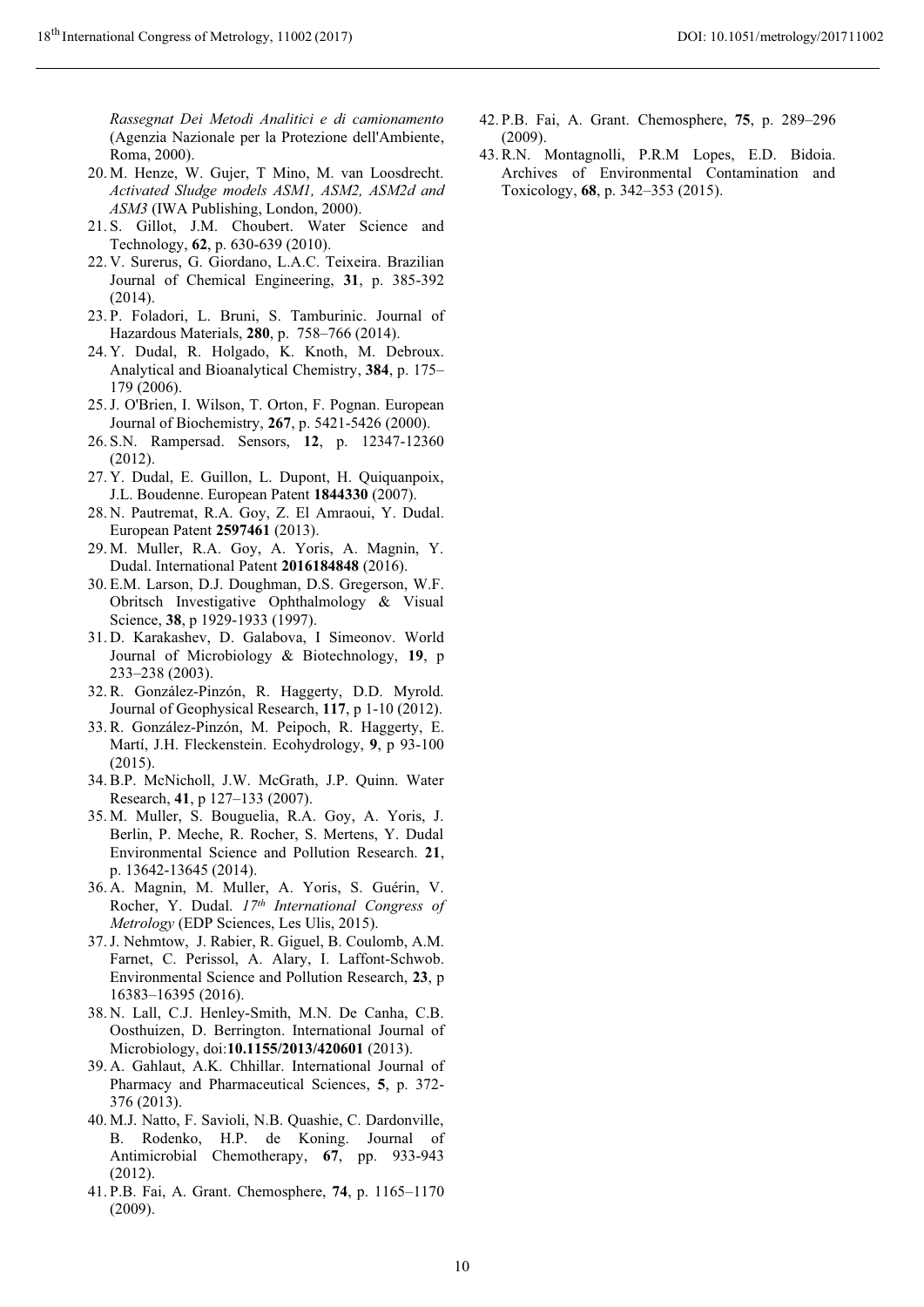*Rassegnat Dei Metodi Analitici e di camionamento* (Agenzia Nazionale per la Protezione dell'Ambiente, Roma, 2000).

20. M. Henze, W. Gujer, T Mino, M. van Loosdrecht. *Activated Sludge models ASM1, ASM2, ASM2d and ASM3* (IWA Publishing, London, 2000).
21. S. Gillot, J.M. Choubert. Water Science and Technology, **62**, p. 630-639 (2010).
22. V. Surerus, G. Giordano, L.A.C. Teixeira. Brazilian Journal of Chemical Engineering, **31**, p. 385-392 (2014).
23. P. Foladori, L. Bruni, S. Tamburinic. Journal of Hazardous Materials, **280**, p. 758–766 (2014).
24. Y. Dudal, R. Holgado, K. Knoth, M. Debroux. Analytical and Bioanalytical Chemistry, **384**, p. 175–179 (2006).
25. J. O'Brien, I. Wilson, T. Orton, F. Pognan. European Journal of Biochemistry, **267**, p. 5421-5426 (2000).
26. S.N. Rampersad. Sensors, **12**, p. 12347-12360 (2012).
27. Y. Dudal, E. Guillon, L. Dupont, H. Quiquanpoix, J.L. Boudenne. European Patent **1844330** (2007).
28. N. Pautremat, R.A. Goy, Z. El Amraoui, Y. Dudal. European Patent **2597461** (2013).
29. M. Muller, R.A. Goy, A. Yoris, A. Magnin, Y. Dudal. International Patent **2016184848** (2016).
30. E.M. Larson, D.J. Doughman, D.S. Gregerson, W.F. Obritsch Investigative Ophthalmology & Visual Science, **38**, p 1929-1933 (1997).
31. D. Karakashev, D. Galabova, I Simeonov. World Journal of Microbiology & Biotechnology, **19**, p 233–238 (2003).
32. R. González-Pinzón, R. Haggerty, D.D. Myrold. Journal of Geophysical Research, **117**, p 1-10 (2012).
33. R. González-Pinzón, M. Peipoch, R. Haggerty, E. Martí, J.H. Fleckenstein. Ecohydrology, **9**, p 93-100 (2015).
34. B.P. McNicholl, J.W. McGrath, J.P. Quinn. Water Research, **41**, p 127–133 (2007).
35. M. Muller, S. Bouguelia, R.A. Goy, A. Yoris, J. Berlin, P. Meche, R. Rocher, S. Mertens, Y. Dudal Environmental Science and Pollution Research. **21**, p. 13642-13645 (2014).
36. A. Magnin, M. Muller, A. Yoris, S. Guérin, V. Rocher, Y. Dudal. *17th International Congress of Metrology* (EDP Sciences, Les Ulis, 2015).
37. J. Nehmtow, J. Rabier, R. Giguel, B. Coulomb, A.M. Farnet, C. Perissol, A. Alary, I. Laffont-Schwob. Environmental Science and Pollution Research, **23**, p 16383–16395 (2016).
38. N. Lall, C.J. Henley-Smith, M.N. De Canha, C.B. Oosthuizen, D. Berrington. International Journal of Microbiology, doi:**10.1155/2013/420601** (2013).
39. A. Gahlaut, A.K. Chhillar. International Journal of Pharmacy and Pharmaceutical Sciences, **5**, p. 372-376 (2013).
40. M.J. Natto, F. Savioli, N.B. Quashie, C. Dardonville, B. Rodenko, H.P. de Koning. Journal of Antimicrobial Chemotherapy, **67**, pp. 933-943 (2012).
41. P.B. Fai, A. Grant. Chemosphere, **74**, p. 1165–1170 (2009).
42. P.B. Fai, A. Grant. Chemosphere, **75**, p. 289–296 (2009).
43. R.N. Montagnolli, P.R.M Lopes, E.D. Bidoia. Archives of Environmental Contamination and Toxicology, **68**, p. 342–353 (2015).